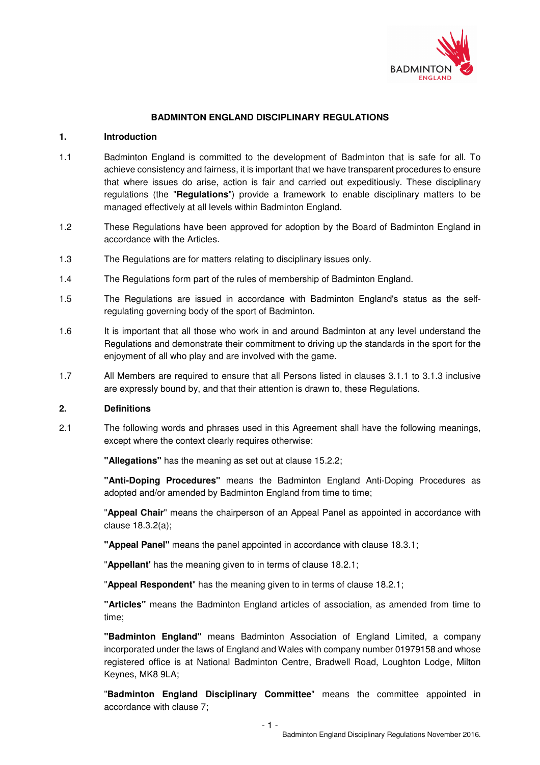# BADMINTON ENGLAND DISCIPLINARY REGULATIONS

## 1. Introduction

1.1 Badminton England is committed to the development of Badminton that is safe for all. To achieve consistency and fairness, it is important that we have transparent procedures to ensure that where issues do arise, action is fair and carried out expeditiously. These disciplinary regulations (the "**Regulations**") provide a framework to enable disciplinary matters to be managed effectively at all levels within Badminton England.

1.2 These Regulations have been approved for adoption by the Board of Badminton England in accordance with the Articles.

1.3 The Regulations are for matters relating to disciplinary issues only.

1.4 The Regulations form part of the rules of membership of Badminton England.

1.5 The Regulations are issued in accordance with Badminton England's status as the self-regulating governing body of the sport of Badminton.

1.6 It is important that all those who work in and around Badminton at any level understand the Regulations and demonstrate their commitment to driving up the standards in the sport for the enjoyment of all who play and are involved with the game.

1.7 All Members are required to ensure that all Persons listed in clauses 3.1.1 to 3.1.3 inclusive are expressly bound by, and that their attention is drawn to, these Regulations.

## 2. Definitions

2.1 The following words and phrases used in this Agreement shall have the following meanings, except where the context clearly requires otherwise:

**"Allegations"** has the meaning as set out at clause 15.2.2;

**"Anti-Doping Procedures"** means the Badminton England Anti-Doping Procedures as adopted and/or amended by Badminton England from time to time;

"**Appeal Chair**" means the chairperson of an Appeal Panel as appointed in accordance with clause 18.3.2(a);

**"Appeal Panel"** means the panel appointed in accordance with clause 18.3.1;

"**Appellant'** has the meaning given to in terms of clause 18.2.1;

"**Appeal Respondent**" has the meaning given to in terms of clause 18.2.1;

**"Articles"** means the Badminton England articles of association, as amended from time to time;

**"Badminton England"** means Badminton Association of England Limited, a company incorporated under the laws of England and Wales with company number 01979158 and whose registered office is at National Badminton Centre, Bradwell Road, Loughton Lodge, Milton Keynes, MK8 9LA;

"**Badminton England Disciplinary Committee**" means the committee appointed in accordance with clause 7;

Badminton England Disciplinary Regulations November 2016.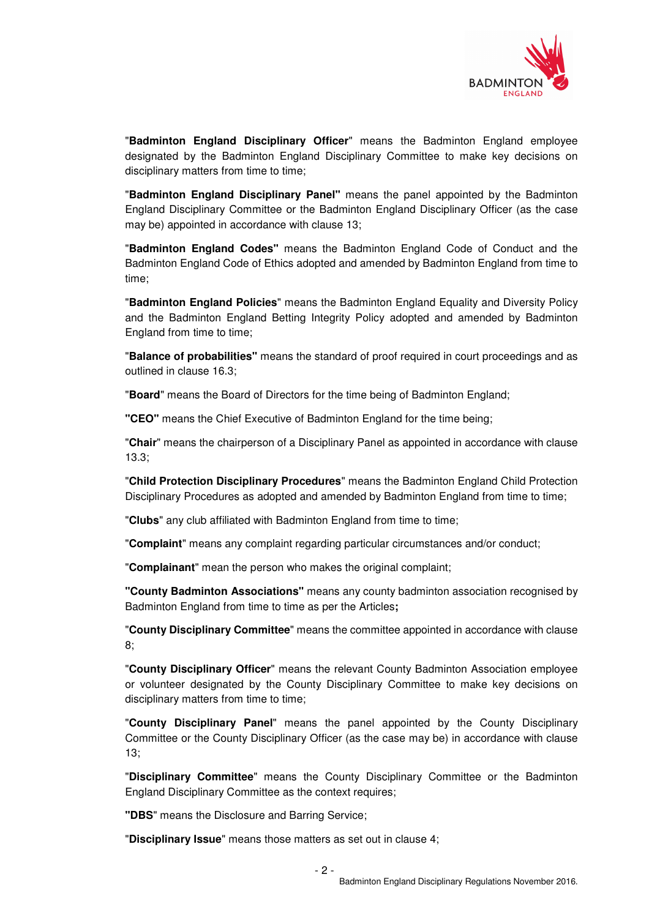"**Badminton England Disciplinary Officer**" means the Badminton England employee designated by the Badminton England Disciplinary Committee to make key decisions on disciplinary matters from time to time;

"**Badminton England Disciplinary Panel"** means the panel appointed by the Badminton England Disciplinary Committee or the Badminton England Disciplinary Officer (as the case may be) appointed in accordance with clause 13;

"**Badminton England Codes"** means the Badminton England Code of Conduct and the Badminton England Code of Ethics adopted and amended by Badminton England from time to time;

"**Badminton England Policies**" means the Badminton England Equality and Diversity Policy and the Badminton England Betting Integrity Policy adopted and amended by Badminton England from time to time;

"**Balance of probabilities"** means the standard of proof required in court proceedings and as outlined in clause 16.3;

"**Board**" means the Board of Directors for the time being of Badminton England;

**"CEO"** means the Chief Executive of Badminton England for the time being;

"**Chair**" means the chairperson of a Disciplinary Panel as appointed in accordance with clause 13.3;

"**Child Protection Disciplinary Procedures**" means the Badminton England Child Protection Disciplinary Procedures as adopted and amended by Badminton England from time to time;

"**Clubs**" any club affiliated with Badminton England from time to time;

"**Complaint**" means any complaint regarding particular circumstances and/or conduct;

"**Complainant**" mean the person who makes the original complaint;

**"County Badminton Associations"** means any county badminton association recognised by Badminton England from time to time as per the Articles**;**

"**County Disciplinary Committee**" means the committee appointed in accordance with clause 8;

"**County Disciplinary Officer**" means the relevant County Badminton Association employee or volunteer designated by the County Disciplinary Committee to make key decisions on disciplinary matters from time to time;

"**County Disciplinary Panel**" means the panel appointed by the County Disciplinary Committee or the County Disciplinary Officer (as the case may be) in accordance with clause 13;

"**Disciplinary Committee**" means the County Disciplinary Committee or the Badminton England Disciplinary Committee as the context requires;

**"DBS**" means the Disclosure and Barring Service;

"**Disciplinary Issue**" means those matters as set out in clause 4;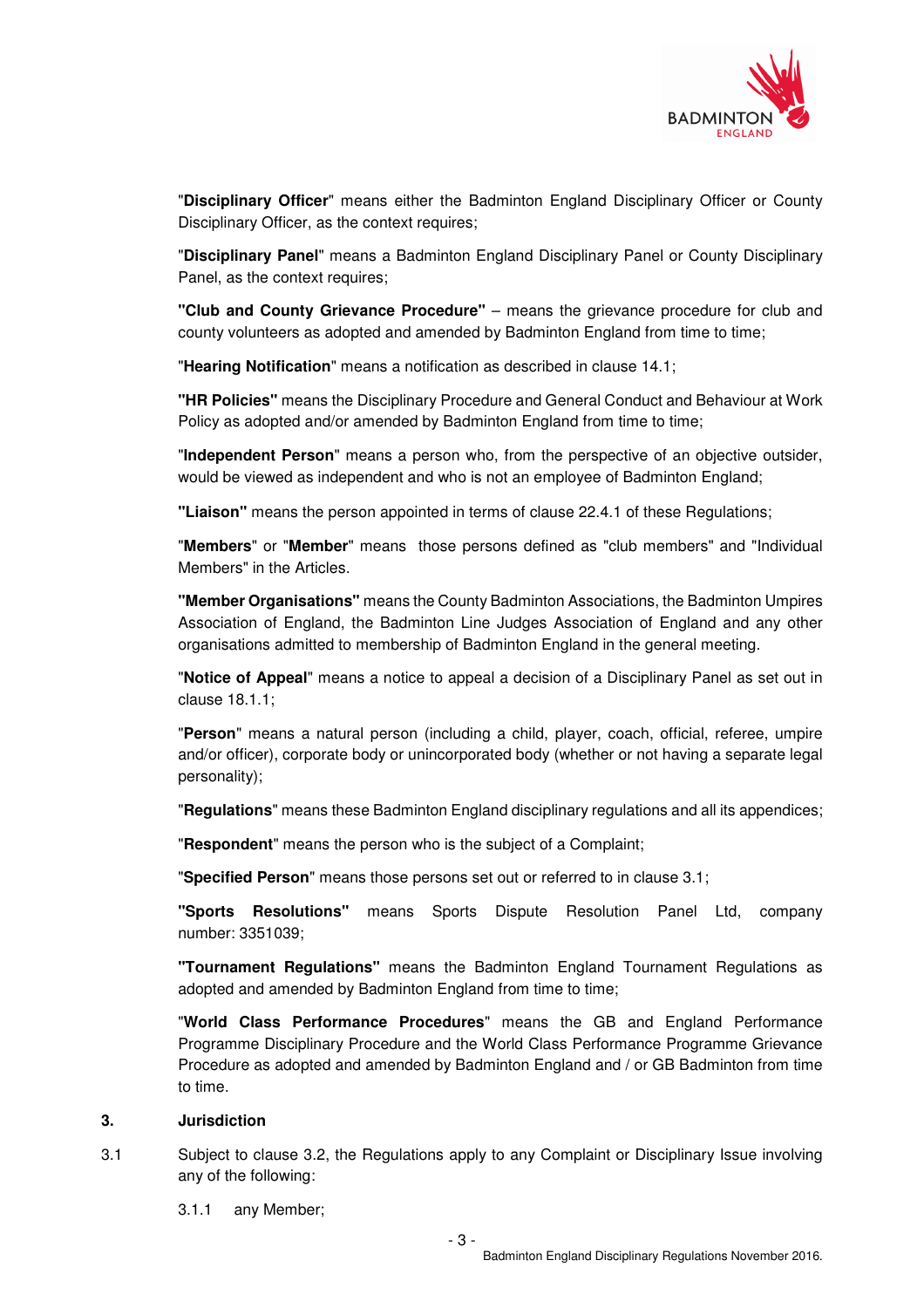"**Disciplinary Officer**" means either the Badminton England Disciplinary Officer or County Disciplinary Officer, as the context requires;

"**Disciplinary Panel**" means a Badminton England Disciplinary Panel or County Disciplinary Panel, as the context requires;

**"Club and County Grievance Procedure"** – means the grievance procedure for club and county volunteers as adopted and amended by Badminton England from time to time;

"**Hearing Notification**" means a notification as described in clause 14.1;

**"HR Policies"** means the Disciplinary Procedure and General Conduct and Behaviour at Work Policy as adopted and/or amended by Badminton England from time to time;

"**Independent Person**" means a person who, from the perspective of an objective outsider, would be viewed as independent and who is not an employee of Badminton England;

**"Liaison"** means the person appointed in terms of clause 22.4.1 of these Regulations;

"**Members**" or "**Member**" means those persons defined as "club members" and "Individual Members" in the Articles.

**"Member Organisations"** means the County Badminton Associations, the Badminton Umpires Association of England, the Badminton Line Judges Association of England and any other organisations admitted to membership of Badminton England in the general meeting.

"**Notice of Appeal**" means a notice to appeal a decision of a Disciplinary Panel as set out in clause 18.1.1;

"**Person**" means a natural person (including a child, player, coach, official, referee, umpire and/or officer), corporate body or unincorporated body (whether or not having a separate legal personality);

"**Regulations**" means these Badminton England disciplinary regulations and all its appendices;

"**Respondent**" means the person who is the subject of a Complaint;

"**Specified Person**" means those persons set out or referred to in clause 3.1;

**"Sports Resolutions"** means Sports Dispute Resolution Panel Ltd, company number: 3351039;

**"Tournament Regulations"** means the Badminton England Tournament Regulations as adopted and amended by Badminton England from time to time;

"**World Class Performance Procedures**" means the GB and England Performance Programme Disciplinary Procedure and the World Class Performance Programme Grievance Procedure as adopted and amended by Badminton England and / or GB Badminton from time to time.

## 3. Jurisdiction

3.1 Subject to clause 3.2, the Regulations apply to any Complaint or Disciplinary Issue involving any of the following:

3.1.1 any Member;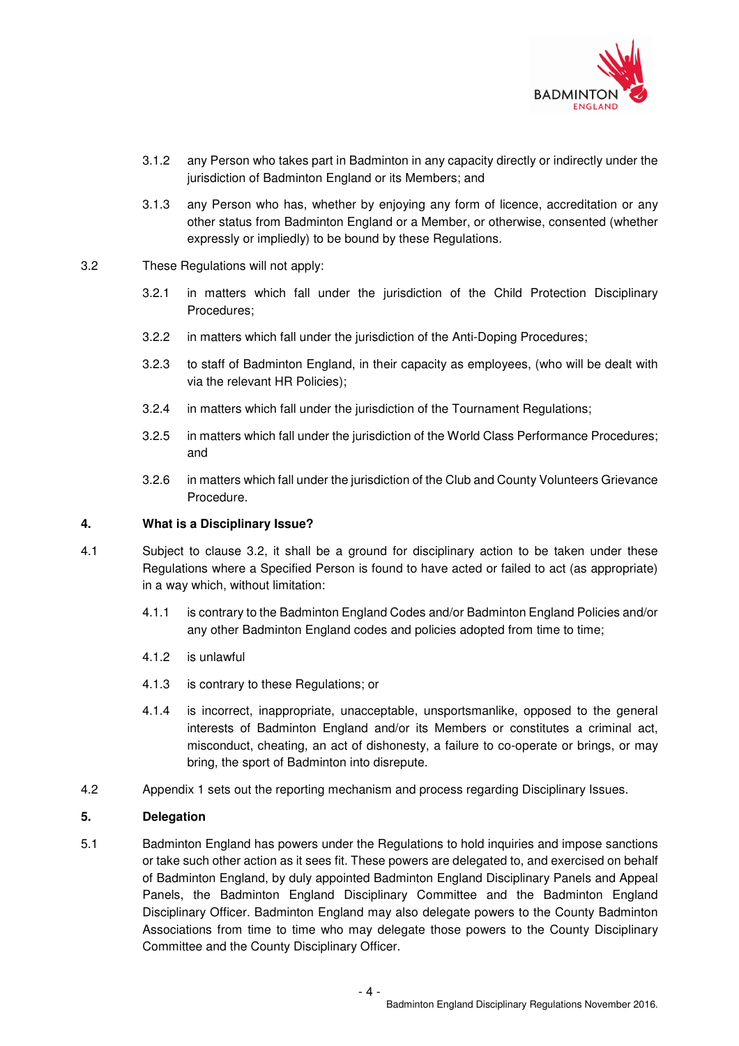3.1.2 any Person who takes part in Badminton in any capacity directly or indirectly under the jurisdiction of Badminton England or its Members; and

3.1.3 any Person who has, whether by enjoying any form of licence, accreditation or any other status from Badminton England or a Member, or otherwise, consented (whether expressly or impliedly) to be bound by these Regulations.

3.2 These Regulations will not apply:

3.2.1 in matters which fall under the jurisdiction of the Child Protection Disciplinary Procedures;

3.2.2 in matters which fall under the jurisdiction of the Anti-Doping Procedures;

3.2.3 to staff of Badminton England, in their capacity as employees, (who will be dealt with via the relevant HR Policies);

3.2.4 in matters which fall under the jurisdiction of the Tournament Regulations;

3.2.5 in matters which fall under the jurisdiction of the World Class Performance Procedures; and

3.2.6 in matters which fall under the jurisdiction of the Club and County Volunteers Grievance Procedure.

## 4. What is a Disciplinary Issue?

4.1 Subject to clause 3.2, it shall be a ground for disciplinary action to be taken under these Regulations where a Specified Person is found to have acted or failed to act (as appropriate) in a way which, without limitation:

4.1.1 is contrary to the Badminton England Codes and/or Badminton England Policies and/or any other Badminton England codes and policies adopted from time to time;

4.1.2 is unlawful

4.1.3 is contrary to these Regulations; or

4.1.4 is incorrect, inappropriate, unacceptable, unsportsmanlike, opposed to the general interests of Badminton England and/or its Members or constitutes a criminal act, misconduct, cheating, an act of dishonesty, a failure to co-operate or brings, or may bring, the sport of Badminton into disrepute.

4.2 Appendix 1 sets out the reporting mechanism and process regarding Disciplinary Issues.

## 5. Delegation

5.1 Badminton England has powers under the Regulations to hold inquiries and impose sanctions or take such other action as it sees fit. These powers are delegated to, and exercised on behalf of Badminton England, by duly appointed Badminton England Disciplinary Panels and Appeal Panels, the Badminton England Disciplinary Committee and the Badminton England Disciplinary Officer. Badminton England may also delegate powers to the County Badminton Associations from time to time who may delegate those powers to the County Disciplinary Committee and the County Disciplinary Officer.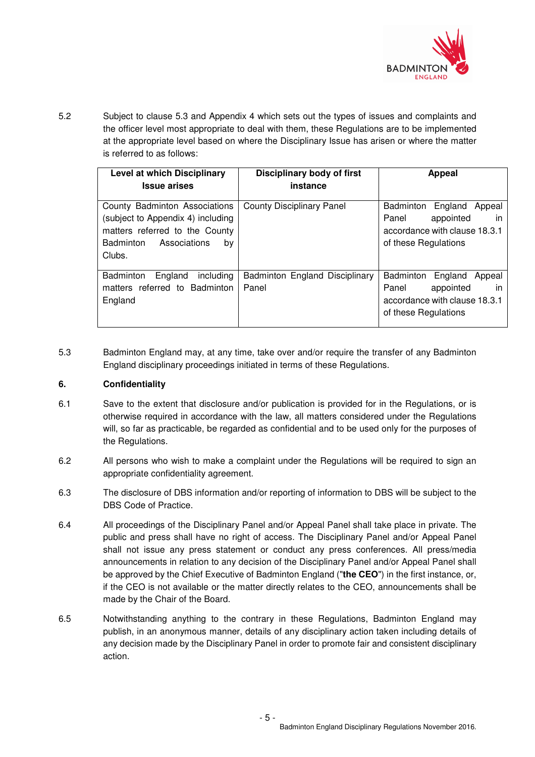5.2 Subject to clause 5.3 and Appendix 4 which sets out the types of issues and complaints and the officer level most appropriate to deal with them, these Regulations are to be implemented at the appropriate level based on where the Disciplinary Issue has arisen or where the matter is referred to as follows:

| Level at which Disciplinary Issue arises | Disciplinary body of first instance | Appeal |
|---|---|---|
| County Badminton Associations (subject to Appendix 4) including matters referred to the County Badminton Associations by Clubs. | County Disciplinary Panel | Badminton England Appeal Panel appointed in accordance with clause 18.3.1 of these Regulations |
| Badminton England including matters referred to Badminton England | Badminton England Disciplinary Panel | Badminton England Appeal Panel appointed in accordance with clause 18.3.1 of these Regulations |

5.3 Badminton England may, at any time, take over and/or require the transfer of any Badminton England disciplinary proceedings initiated in terms of these Regulations.

## 6. Confidentiality

6.1 Save to the extent that disclosure and/or publication is provided for in the Regulations, or is otherwise required in accordance with the law, all matters considered under the Regulations will, so far as practicable, be regarded as confidential and to be used only for the purposes of the Regulations.

6.2 All persons who wish to make a complaint under the Regulations will be required to sign an appropriate confidentiality agreement.

6.3 The disclosure of DBS information and/or reporting of information to DBS will be subject to the DBS Code of Practice.

6.4 All proceedings of the Disciplinary Panel and/or Appeal Panel shall take place in private. The public and press shall have no right of access. The Disciplinary Panel and/or Appeal Panel shall not issue any press statement or conduct any press conferences. All press/media announcements in relation to any decision of the Disciplinary Panel and/or Appeal Panel shall be approved by the Chief Executive of Badminton England ("**the CEO**") in the first instance, or, if the CEO is not available or the matter directly relates to the CEO, announcements shall be made by the Chair of the Board.

6.5 Notwithstanding anything to the contrary in these Regulations, Badminton England may publish, in an anonymous manner, details of any disciplinary action taken including details of any decision made by the Disciplinary Panel in order to promote fair and consistent disciplinary action.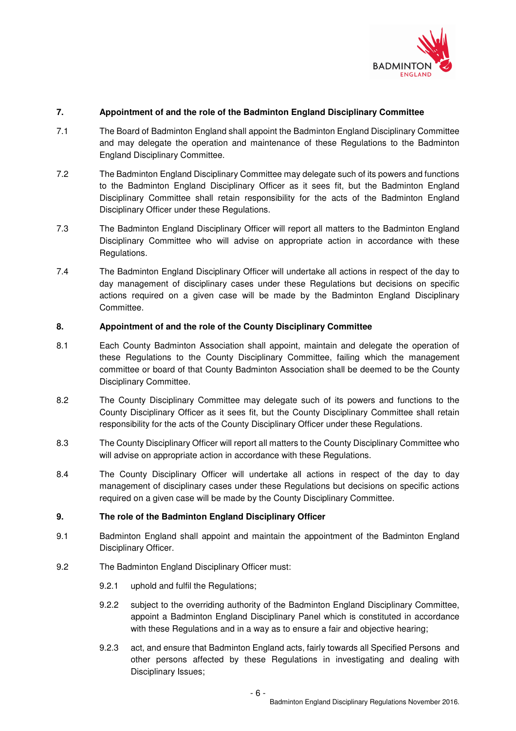## 7. Appointment of and the role of the Badminton England Disciplinary Committee

7.1 The Board of Badminton England shall appoint the Badminton England Disciplinary Committee and may delegate the operation and maintenance of these Regulations to the Badminton England Disciplinary Committee.

7.2 The Badminton England Disciplinary Committee may delegate such of its powers and functions to the Badminton England Disciplinary Officer as it sees fit, but the Badminton England Disciplinary Committee shall retain responsibility for the acts of the Badminton England Disciplinary Officer under these Regulations.

7.3 The Badminton England Disciplinary Officer will report all matters to the Badminton England Disciplinary Committee who will advise on appropriate action in accordance with these Regulations.

7.4 The Badminton England Disciplinary Officer will undertake all actions in respect of the day to day management of disciplinary cases under these Regulations but decisions on specific actions required on a given case will be made by the Badminton England Disciplinary Committee.

## 8. Appointment of and the role of the County Disciplinary Committee

8.1 Each County Badminton Association shall appoint, maintain and delegate the operation of these Regulations to the County Disciplinary Committee, failing which the management committee or board of that County Badminton Association shall be deemed to be the County Disciplinary Committee.

8.2 The County Disciplinary Committee may delegate such of its powers and functions to the County Disciplinary Officer as it sees fit, but the County Disciplinary Committee shall retain responsibility for the acts of the County Disciplinary Officer under these Regulations.

8.3 The County Disciplinary Officer will report all matters to the County Disciplinary Committee who will advise on appropriate action in accordance with these Regulations.

8.4 The County Disciplinary Officer will undertake all actions in respect of the day to day management of disciplinary cases under these Regulations but decisions on specific actions required on a given case will be made by the County Disciplinary Committee.

## 9. The role of the Badminton England Disciplinary Officer

9.1 Badminton England shall appoint and maintain the appointment of the Badminton England Disciplinary Officer.

9.2 The Badminton England Disciplinary Officer must:

9.2.1 uphold and fulfil the Regulations;

9.2.2 subject to the overriding authority of the Badminton England Disciplinary Committee, appoint a Badminton England Disciplinary Panel which is constituted in accordance with these Regulations and in a way as to ensure a fair and objective hearing;

9.2.3 act, and ensure that Badminton England acts, fairly towards all Specified Persons and other persons affected by these Regulations in investigating and dealing with Disciplinary Issues;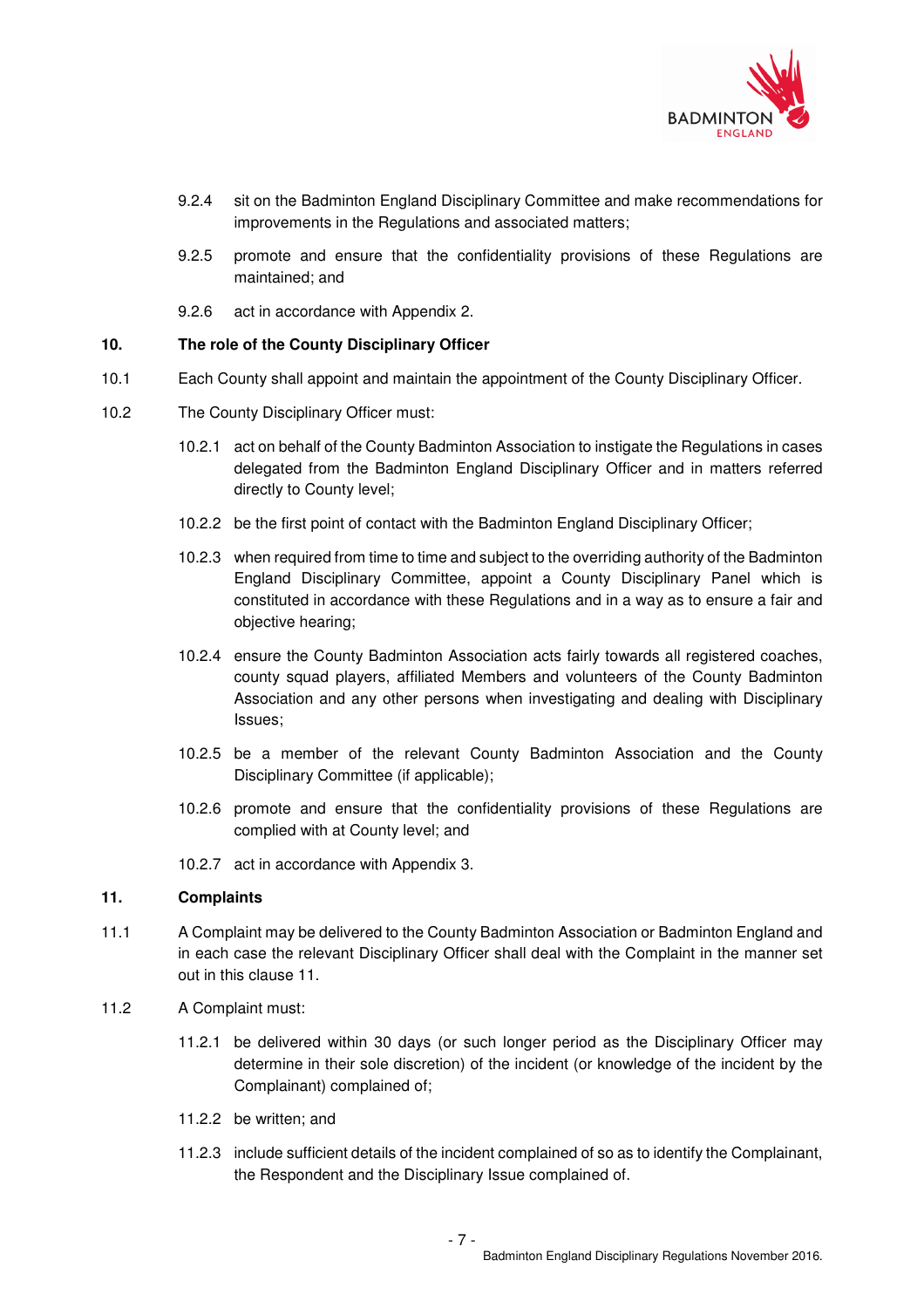9.2.4 sit on the Badminton England Disciplinary Committee and make recommendations for improvements in the Regulations and associated matters;

9.2.5 promote and ensure that the confidentiality provisions of these Regulations are maintained; and

9.2.6 act in accordance with Appendix 2.

## 10. The role of the County Disciplinary Officer

10.1 Each County shall appoint and maintain the appointment of the County Disciplinary Officer.

10.2 The County Disciplinary Officer must:

10.2.1 act on behalf of the County Badminton Association to instigate the Regulations in cases delegated from the Badminton England Disciplinary Officer and in matters referred directly to County level;

10.2.2 be the first point of contact with the Badminton England Disciplinary Officer;

10.2.3 when required from time to time and subject to the overriding authority of the Badminton England Disciplinary Committee, appoint a County Disciplinary Panel which is constituted in accordance with these Regulations and in a way as to ensure a fair and objective hearing;

10.2.4 ensure the County Badminton Association acts fairly towards all registered coaches, county squad players, affiliated Members and volunteers of the County Badminton Association and any other persons when investigating and dealing with Disciplinary Issues;

10.2.5 be a member of the relevant County Badminton Association and the County Disciplinary Committee (if applicable);

10.2.6 promote and ensure that the confidentiality provisions of these Regulations are complied with at County level; and

10.2.7 act in accordance with Appendix 3.

## 11. Complaints

11.1 A Complaint may be delivered to the County Badminton Association or Badminton England and in each case the relevant Disciplinary Officer shall deal with the Complaint in the manner set out in this clause 11.

11.2 A Complaint must:

11.2.1 be delivered within 30 days (or such longer period as the Disciplinary Officer may determine in their sole discretion) of the incident (or knowledge of the incident by the Complainant) complained of;

11.2.2 be written; and

11.2.3 include sufficient details of the incident complained of so as to identify the Complainant, the Respondent and the Disciplinary Issue complained of.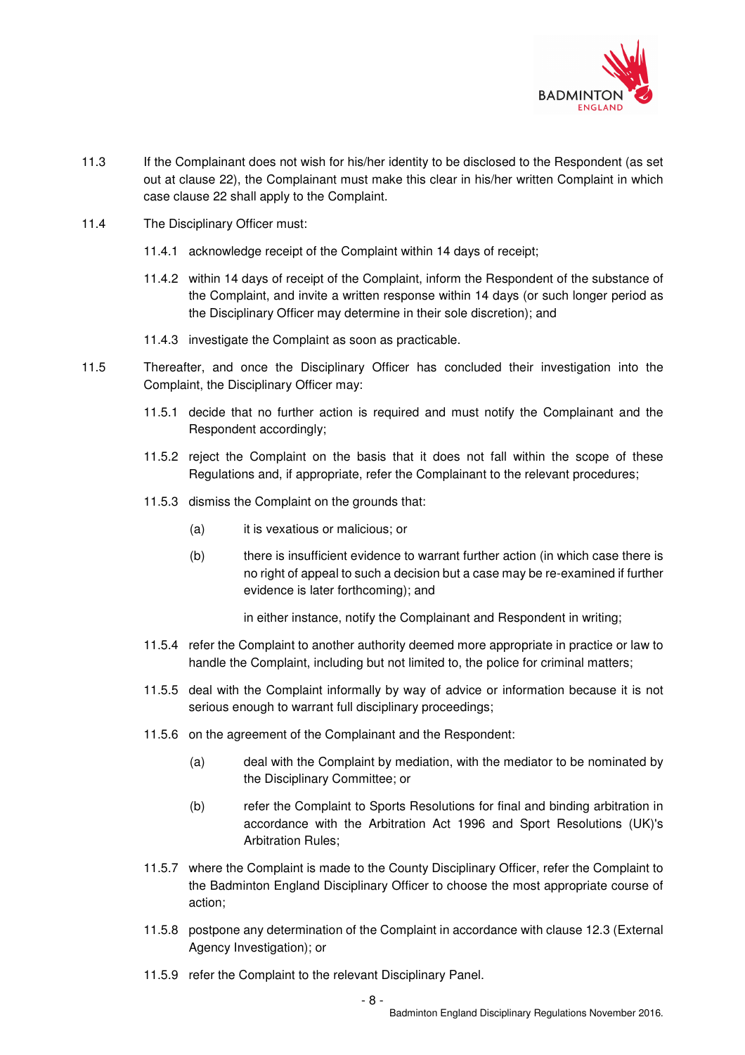11.3 If the Complainant does not wish for his/her identity to be disclosed to the Respondent (as set out at clause 22), the Complainant must make this clear in his/her written Complaint in which case clause 22 shall apply to the Complaint.

11.4 The Disciplinary Officer must:

11.4.1 acknowledge receipt of the Complaint within 14 days of receipt;

11.4.2 within 14 days of receipt of the Complaint, inform the Respondent of the substance of the Complaint, and invite a written response within 14 days (or such longer period as the Disciplinary Officer may determine in their sole discretion); and

11.4.3 investigate the Complaint as soon as practicable.

11.5 Thereafter, and once the Disciplinary Officer has concluded their investigation into the Complaint, the Disciplinary Officer may:

11.5.1 decide that no further action is required and must notify the Complainant and the Respondent accordingly;

11.5.2 reject the Complaint on the basis that it does not fall within the scope of these Regulations and, if appropriate, refer the Complainant to the relevant procedures;

11.5.3 dismiss the Complaint on the grounds that:

(a) it is vexatious or malicious; or

(b) there is insufficient evidence to warrant further action (in which case there is no right of appeal to such a decision but a case may be re-examined if further evidence is later forthcoming); and

in either instance, notify the Complainant and Respondent in writing;

11.5.4 refer the Complaint to another authority deemed more appropriate in practice or law to handle the Complaint, including but not limited to, the police for criminal matters;

11.5.5 deal with the Complaint informally by way of advice or information because it is not serious enough to warrant full disciplinary proceedings;

11.5.6 on the agreement of the Complainant and the Respondent:

(a) deal with the Complaint by mediation, with the mediator to be nominated by the Disciplinary Committee; or

(b) refer the Complaint to Sports Resolutions for final and binding arbitration in accordance with the Arbitration Act 1996 and Sport Resolutions (UK)'s Arbitration Rules;

11.5.7 where the Complaint is made to the County Disciplinary Officer, refer the Complaint to the Badminton England Disciplinary Officer to choose the most appropriate course of action;

11.5.8 postpone any determination of the Complaint in accordance with clause 12.3 (External Agency Investigation); or

11.5.9 refer the Complaint to the relevant Disciplinary Panel.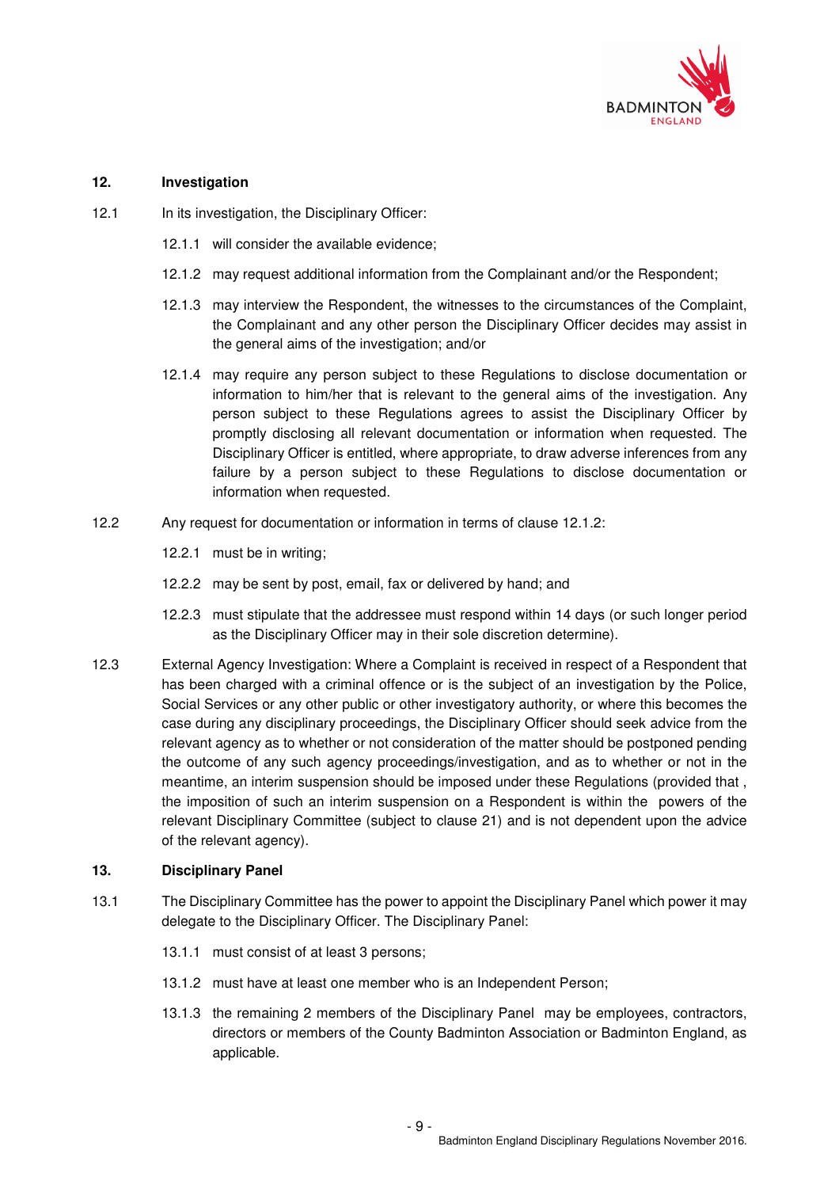## 12. Investigation

12.1 In its investigation, the Disciplinary Officer:

12.1.1 will consider the available evidence;

12.1.2 may request additional information from the Complainant and/or the Respondent;

12.1.3 may interview the Respondent, the witnesses to the circumstances of the Complaint, the Complainant and any other person the Disciplinary Officer decides may assist in the general aims of the investigation; and/or

12.1.4 may require any person subject to these Regulations to disclose documentation or information to him/her that is relevant to the general aims of the investigation. Any person subject to these Regulations agrees to assist the Disciplinary Officer by promptly disclosing all relevant documentation or information when requested. The Disciplinary Officer is entitled, where appropriate, to draw adverse inferences from any failure by a person subject to these Regulations to disclose documentation or information when requested.

12.2 Any request for documentation or information in terms of clause 12.1.2:

12.2.1 must be in writing;

12.2.2 may be sent by post, email, fax or delivered by hand; and

12.2.3 must stipulate that the addressee must respond within 14 days (or such longer period as the Disciplinary Officer may in their sole discretion determine).

12.3 External Agency Investigation: Where a Complaint is received in respect of a Respondent that has been charged with a criminal offence or is the subject of an investigation by the Police, Social Services or any other public or other investigatory authority, or where this becomes the case during any disciplinary proceedings, the Disciplinary Officer should seek advice from the relevant agency as to whether or not consideration of the matter should be postponed pending the outcome of any such agency proceedings/investigation, and as to whether or not in the meantime, an interim suspension should be imposed under these Regulations (provided that , the imposition of such an interim suspension on a Respondent is within the powers of the relevant Disciplinary Committee (subject to clause 21) and is not dependent upon the advice of the relevant agency).

## 13. Disciplinary Panel

13.1 The Disciplinary Committee has the power to appoint the Disciplinary Panel which power it may delegate to the Disciplinary Officer. The Disciplinary Panel:

13.1.1 must consist of at least 3 persons;

13.1.2 must have at least one member who is an Independent Person;

13.1.3 the remaining 2 members of the Disciplinary Panel may be employees, contractors, directors or members of the County Badminton Association or Badminton England, as applicable.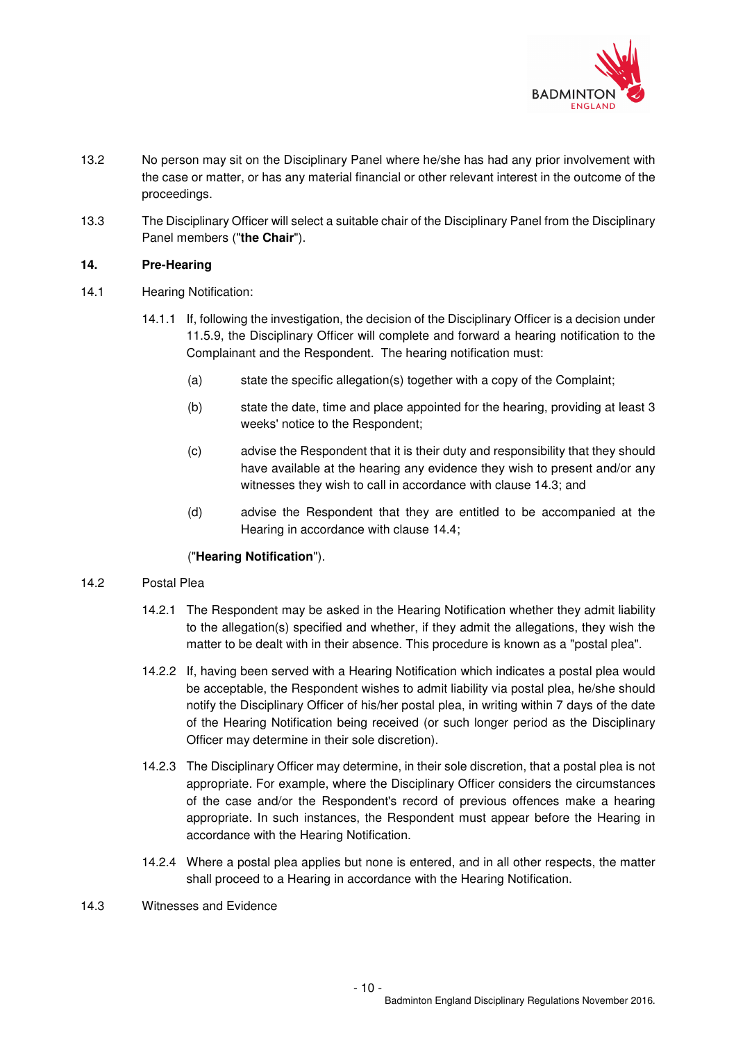13.2 No person may sit on the Disciplinary Panel where he/she has had any prior involvement with the case or matter, or has any material financial or other relevant interest in the outcome of the proceedings.

13.3 The Disciplinary Officer will select a suitable chair of the Disciplinary Panel from the Disciplinary Panel members ("**the Chair**").

**14. Pre-Hearing**

14.1 Hearing Notification:

14.1.1 If, following the investigation, the decision of the Disciplinary Officer is a decision under 11.5.9, the Disciplinary Officer will complete and forward a hearing notification to the Complainant and the Respondent. The hearing notification must:

(a) state the specific allegation(s) together with a copy of the Complaint;

(b) state the date, time and place appointed for the hearing, providing at least 3 weeks' notice to the Respondent;

(c) advise the Respondent that it is their duty and responsibility that they should have available at the hearing any evidence they wish to present and/or any witnesses they wish to call in accordance with clause 14.3; and

(d) advise the Respondent that they are entitled to be accompanied at the Hearing in accordance with clause 14.4;

("**Hearing Notification**").

14.2 Postal Plea

14.2.1 The Respondent may be asked in the Hearing Notification whether they admit liability to the allegation(s) specified and whether, if they admit the allegations, they wish the matter to be dealt with in their absence. This procedure is known as a "postal plea".

14.2.2 If, having been served with a Hearing Notification which indicates a postal plea would be acceptable, the Respondent wishes to admit liability via postal plea, he/she should notify the Disciplinary Officer of his/her postal plea, in writing within 7 days of the date of the Hearing Notification being received (or such longer period as the Disciplinary Officer may determine in their sole discretion).

14.2.3 The Disciplinary Officer may determine, in their sole discretion, that a postal plea is not appropriate. For example, where the Disciplinary Officer considers the circumstances of the case and/or the Respondent's record of previous offences make a hearing appropriate. In such instances, the Respondent must appear before the Hearing in accordance with the Hearing Notification.

14.2.4 Where a postal plea applies but none is entered, and in all other respects, the matter shall proceed to a Hearing in accordance with the Hearing Notification.

14.3 Witnesses and Evidence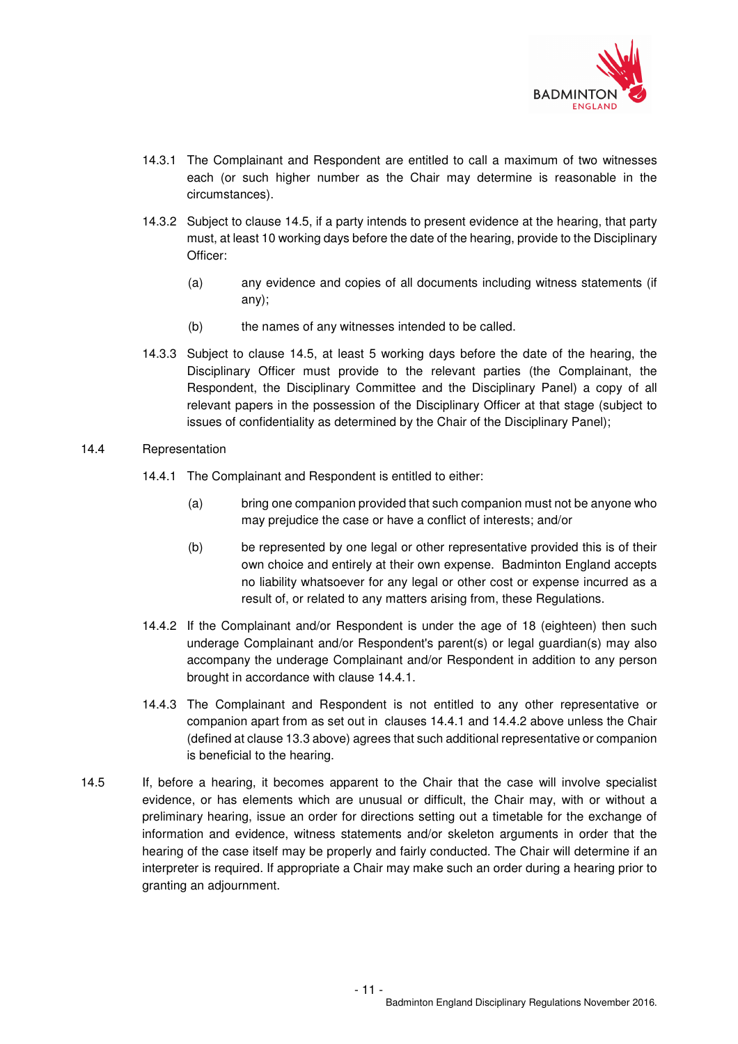14.3.1 The Complainant and Respondent are entitled to call a maximum of two witnesses each (or such higher number as the Chair may determine is reasonable in the circumstances).

14.3.2 Subject to clause 14.5, if a party intends to present evidence at the hearing, that party must, at least 10 working days before the date of the hearing, provide to the Disciplinary Officer:

(a) any evidence and copies of all documents including witness statements (if any);

(b) the names of any witnesses intended to be called.

14.3.3 Subject to clause 14.5, at least 5 working days before the date of the hearing, the Disciplinary Officer must provide to the relevant parties (the Complainant, the Respondent, the Disciplinary Committee and the Disciplinary Panel) a copy of all relevant papers in the possession of the Disciplinary Officer at that stage (subject to issues of confidentiality as determined by the Chair of the Disciplinary Panel);

14.4 Representation

14.4.1 The Complainant and Respondent is entitled to either:

(a) bring one companion provided that such companion must not be anyone who may prejudice the case or have a conflict of interests; and/or

(b) be represented by one legal or other representative provided this is of their own choice and entirely at their own expense. Badminton England accepts no liability whatsoever for any legal or other cost or expense incurred as a result of, or related to any matters arising from, these Regulations.

14.4.2 If the Complainant and/or Respondent is under the age of 18 (eighteen) then such underage Complainant and/or Respondent's parent(s) or legal guardian(s) may also accompany the underage Complainant and/or Respondent in addition to any person brought in accordance with clause 14.4.1.

14.4.3 The Complainant and Respondent is not entitled to any other representative or companion apart from as set out in clauses 14.4.1 and 14.4.2 above unless the Chair (defined at clause 13.3 above) agrees that such additional representative or companion is beneficial to the hearing.

14.5 If, before a hearing, it becomes apparent to the Chair that the case will involve specialist evidence, or has elements which are unusual or difficult, the Chair may, with or without a preliminary hearing, issue an order for directions setting out a timetable for the exchange of information and evidence, witness statements and/or skeleton arguments in order that the hearing of the case itself may be properly and fairly conducted. The Chair will determine if an interpreter is required. If appropriate a Chair may make such an order during a hearing prior to granting an adjournment.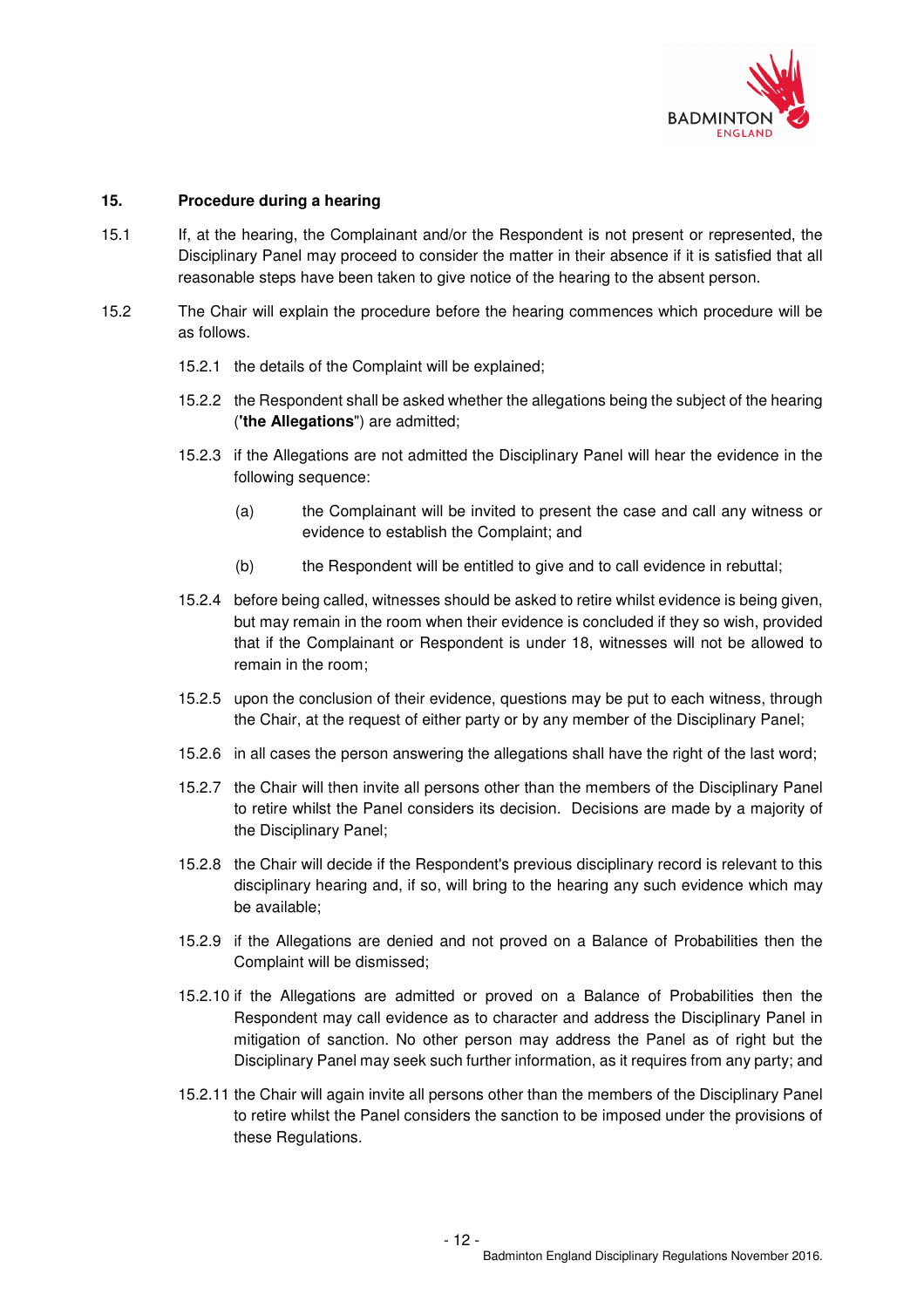## 15. Procedure during a hearing

15.1 If, at the hearing, the Complainant and/or the Respondent is not present or represented, the Disciplinary Panel may proceed to consider the matter in their absence if it is satisfied that all reasonable steps have been taken to give notice of the hearing to the absent person.

15.2 The Chair will explain the procedure before the hearing commences which procedure will be as follows.

15.2.1 the details of the Complaint will be explained;

15.2.2 the Respondent shall be asked whether the allegations being the subject of the hearing ('**the Allegations**') are admitted;

15.2.3 if the Allegations are not admitted the Disciplinary Panel will hear the evidence in the following sequence:

(a) the Complainant will be invited to present the case and call any witness or evidence to establish the Complaint; and

(b) the Respondent will be entitled to give and to call evidence in rebuttal;

15.2.4 before being called, witnesses should be asked to retire whilst evidence is being given, but may remain in the room when their evidence is concluded if they so wish, provided that if the Complainant or Respondent is under 18, witnesses will not be allowed to remain in the room;

15.2.5 upon the conclusion of their evidence, questions may be put to each witness, through the Chair, at the request of either party or by any member of the Disciplinary Panel;

15.2.6 in all cases the person answering the allegations shall have the right of the last word;

15.2.7 the Chair will then invite all persons other than the members of the Disciplinary Panel to retire whilst the Panel considers its decision. Decisions are made by a majority of the Disciplinary Panel;

15.2.8 the Chair will decide if the Respondent's previous disciplinary record is relevant to this disciplinary hearing and, if so, will bring to the hearing any such evidence which may be available;

15.2.9 if the Allegations are denied and not proved on a Balance of Probabilities then the Complaint will be dismissed;

15.2.10 if the Allegations are admitted or proved on a Balance of Probabilities then the Respondent may call evidence as to character and address the Disciplinary Panel in mitigation of sanction. No other person may address the Panel as of right but the Disciplinary Panel may seek such further information, as it requires from any party; and

15.2.11 the Chair will again invite all persons other than the members of the Disciplinary Panel to retire whilst the Panel considers the sanction to be imposed under the provisions of these Regulations.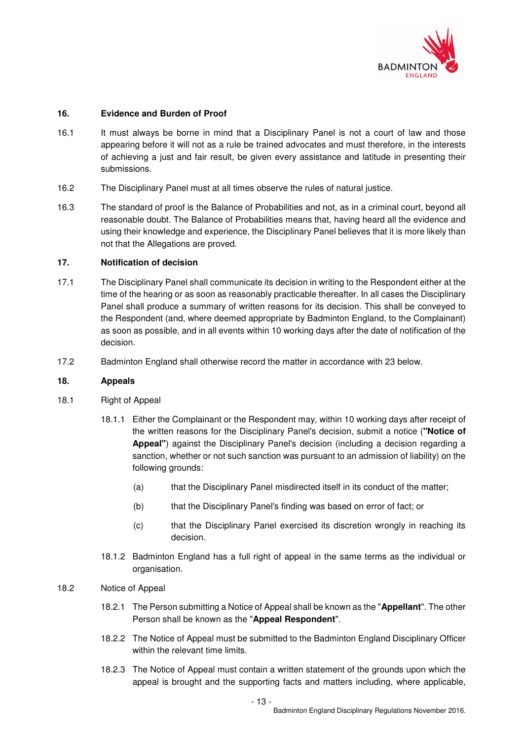## 16. Evidence and Burden of Proof

16.1 It must always be borne in mind that a Disciplinary Panel is not a court of law and those appearing before it will not as a rule be trained advocates and must therefore, in the interests of achieving a just and fair result, be given every assistance and latitude in presenting their submissions.

16.2 The Disciplinary Panel must at all times observe the rules of natural justice.

16.3 The standard of proof is the Balance of Probabilities and not, as in a criminal court, beyond all reasonable doubt. The Balance of Probabilities means that, having heard all the evidence and using their knowledge and experience, the Disciplinary Panel believes that it is more likely than not that the Allegations are proved.

## 17. Notification of decision

17.1 The Disciplinary Panel shall communicate its decision in writing to the Respondent either at the time of the hearing or as soon as reasonably practicable thereafter. In all cases the Disciplinary Panel shall produce a summary of written reasons for its decision. This shall be conveyed to the Respondent (and, where deemed appropriate by Badminton England, to the Complainant) as soon as possible, and in all events within 10 working days after the date of notification of the decision.

17.2 Badminton England shall otherwise record the matter in accordance with 23 below.

## 18. Appeals

18.1 Right of Appeal

18.1.1 Either the Complainant or the Respondent may, within 10 working days after receipt of the written reasons for the Disciplinary Panel's decision, submit a notice (**"Notice of Appeal"**) against the Disciplinary Panel's decision (including a decision regarding a sanction, whether or not such sanction was pursuant to an admission of liability) on the following grounds:

(a) that the Disciplinary Panel misdirected itself in its conduct of the matter;

(b) that the Disciplinary Panel's finding was based on error of fact; or

(c) that the Disciplinary Panel exercised its discretion wrongly in reaching its decision.

18.1.2 Badminton England has a full right of appeal in the same terms as the individual or organisation.

18.2 Notice of Appeal

18.2.1 The Person submitting a Notice of Appeal shall be known as the "**Appellant**". The other Person shall be known as the "**Appeal Respondent**".

18.2.2 The Notice of Appeal must be submitted to the Badminton England Disciplinary Officer within the relevant time limits.

18.2.3 The Notice of Appeal must contain a written statement of the grounds upon which the appeal is brought and the supporting facts and matters including, where applicable,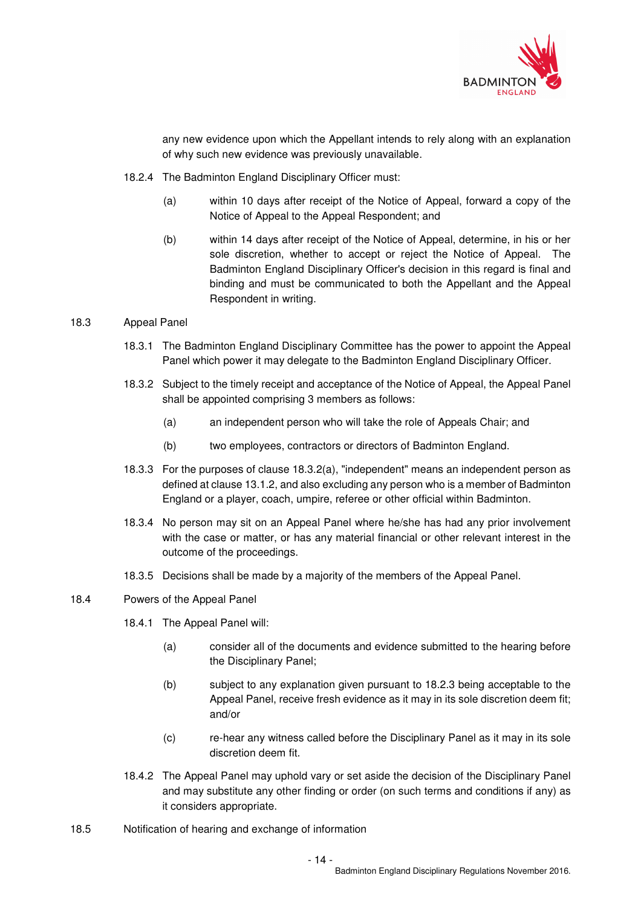any new evidence upon which the Appellant intends to rely along with an explanation of why such new evidence was previously unavailable.

18.2.4 The Badminton England Disciplinary Officer must:

(a) within 10 days after receipt of the Notice of Appeal, forward a copy of the Notice of Appeal to the Appeal Respondent; and

(b) within 14 days after receipt of the Notice of Appeal, determine, in his or her sole discretion, whether to accept or reject the Notice of Appeal. The Badminton England Disciplinary Officer's decision in this regard is final and binding and must be communicated to both the Appellant and the Appeal Respondent in writing.

18.3 Appeal Panel

18.3.1 The Badminton England Disciplinary Committee has the power to appoint the Appeal Panel which power it may delegate to the Badminton England Disciplinary Officer.

18.3.2 Subject to the timely receipt and acceptance of the Notice of Appeal, the Appeal Panel shall be appointed comprising 3 members as follows:

(a) an independent person who will take the role of Appeals Chair; and

(b) two employees, contractors or directors of Badminton England.

18.3.3 For the purposes of clause 18.3.2(a), "independent" means an independent person as defined at clause 13.1.2, and also excluding any person who is a member of Badminton England or a player, coach, umpire, referee or other official within Badminton.

18.3.4 No person may sit on an Appeal Panel where he/she has had any prior involvement with the case or matter, or has any material financial or other relevant interest in the outcome of the proceedings.

18.3.5 Decisions shall be made by a majority of the members of the Appeal Panel.

18.4 Powers of the Appeal Panel

18.4.1 The Appeal Panel will:

(a) consider all of the documents and evidence submitted to the hearing before the Disciplinary Panel;

(b) subject to any explanation given pursuant to 18.2.3 being acceptable to the Appeal Panel, receive fresh evidence as it may in its sole discretion deem fit; and/or

(c) re-hear any witness called before the Disciplinary Panel as it may in its sole discretion deem fit.

18.4.2 The Appeal Panel may uphold vary or set aside the decision of the Disciplinary Panel and may substitute any other finding or order (on such terms and conditions if any) as it considers appropriate.

18.5 Notification of hearing and exchange of information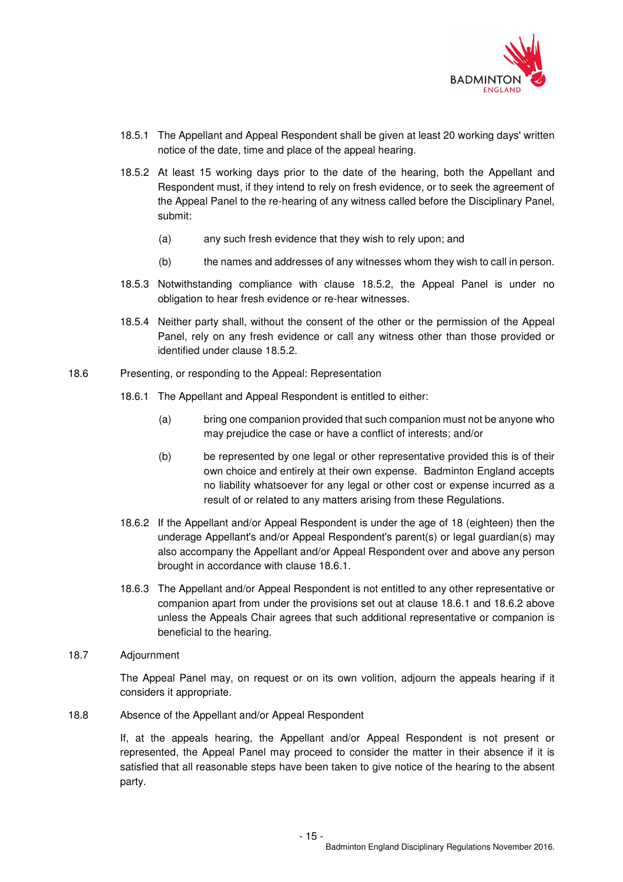18.5.1 The Appellant and Appeal Respondent shall be given at least 20 working days' written notice of the date, time and place of the appeal hearing.

18.5.2 At least 15 working days prior to the date of the hearing, both the Appellant and Respondent must, if they intend to rely on fresh evidence, or to seek the agreement of the Appeal Panel to the re-hearing of any witness called before the Disciplinary Panel, submit:

(a) any such fresh evidence that they wish to rely upon; and

(b) the names and addresses of any witnesses whom they wish to call in person.

18.5.3 Notwithstanding compliance with clause 18.5.2, the Appeal Panel is under no obligation to hear fresh evidence or re-hear witnesses.

18.5.4 Neither party shall, without the consent of the other or the permission of the Appeal Panel, rely on any fresh evidence or call any witness other than those provided or identified under clause 18.5.2.

18.6 Presenting, or responding to the Appeal: Representation

18.6.1 The Appellant and Appeal Respondent is entitled to either:

(a) bring one companion provided that such companion must not be anyone who may prejudice the case or have a conflict of interests; and/or

(b) be represented by one legal or other representative provided this is of their own choice and entirely at their own expense. Badminton England accepts no liability whatsoever for any legal or other cost or expense incurred as a result of or related to any matters arising from these Regulations.

18.6.2 If the Appellant and/or Appeal Respondent is under the age of 18 (eighteen) then the underage Appellant's and/or Appeal Respondent's parent(s) or legal guardian(s) may also accompany the Appellant and/or Appeal Respondent over and above any person brought in accordance with clause 18.6.1.

18.6.3 The Appellant and/or Appeal Respondent is not entitled to any other representative or companion apart from under the provisions set out at clause 18.6.1 and 18.6.2 above unless the Appeals Chair agrees that such additional representative or companion is beneficial to the hearing.

18.7 Adjournment

The Appeal Panel may, on request or on its own volition, adjourn the appeals hearing if it considers it appropriate.

18.8 Absence of the Appellant and/or Appeal Respondent

If, at the appeals hearing, the Appellant and/or Appeal Respondent is not present or represented, the Appeal Panel may proceed to consider the matter in their absence if it is satisfied that all reasonable steps have been taken to give notice of the hearing to the absent party.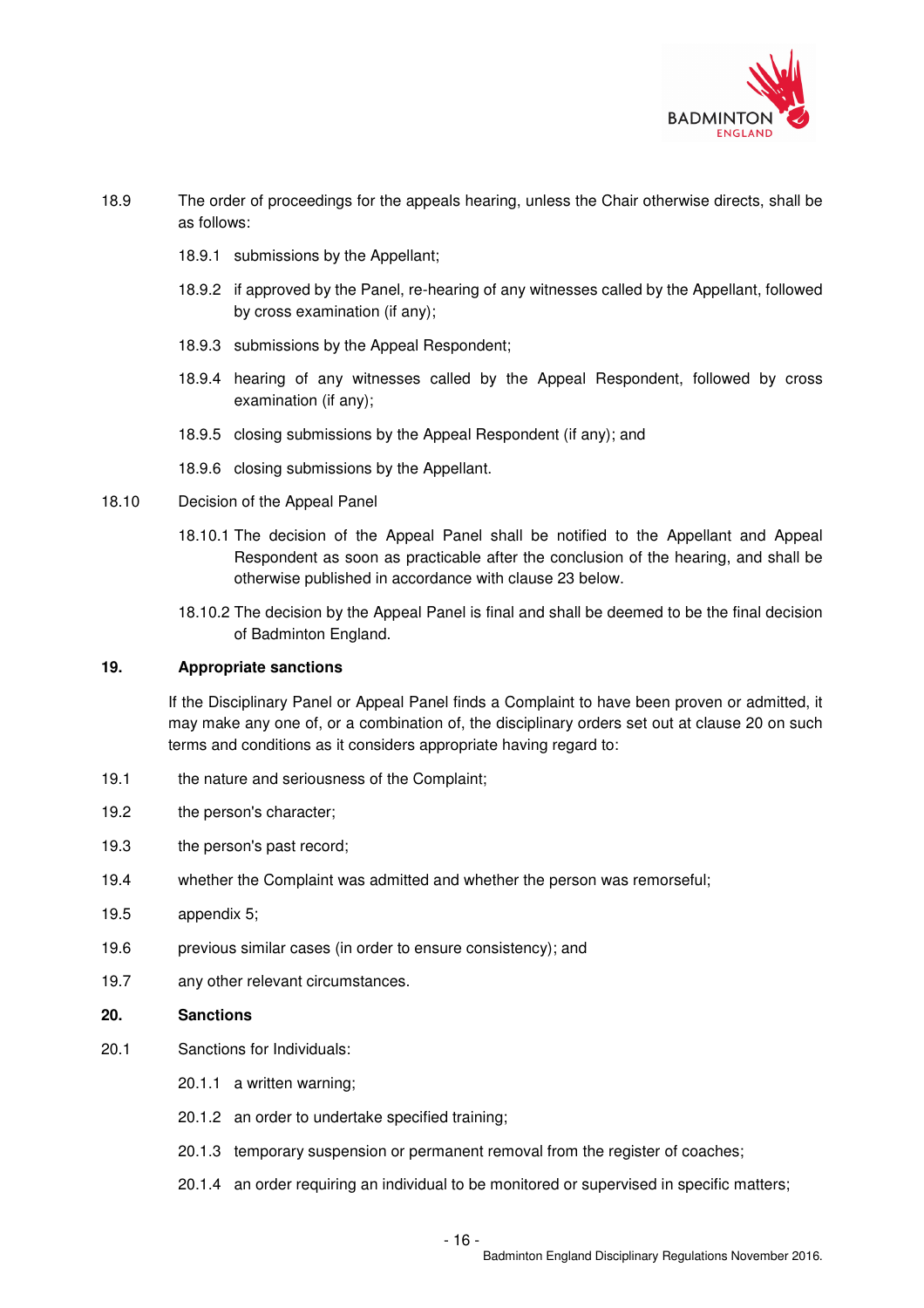18.9 The order of proceedings for the appeals hearing, unless the Chair otherwise directs, shall be as follows:

18.9.1 submissions by the Appellant;

18.9.2 if approved by the Panel, re-hearing of any witnesses called by the Appellant, followed by cross examination (if any);

18.9.3 submissions by the Appeal Respondent;

18.9.4 hearing of any witnesses called by the Appeal Respondent, followed by cross examination (if any);

18.9.5 closing submissions by the Appeal Respondent (if any); and

18.9.6 closing submissions by the Appellant.

18.10 Decision of the Appeal Panel

18.10.1 The decision of the Appeal Panel shall be notified to the Appellant and Appeal Respondent as soon as practicable after the conclusion of the hearing, and shall be otherwise published in accordance with clause 23 below.

18.10.2 The decision by the Appeal Panel is final and shall be deemed to be the final decision of Badminton England.

## 19. Appropriate sanctions

If the Disciplinary Panel or Appeal Panel finds a Complaint to have been proven or admitted, it may make any one of, or a combination of, the disciplinary orders set out at clause 20 on such terms and conditions as it considers appropriate having regard to:

19.1 the nature and seriousness of the Complaint;

19.2 the person's character;

19.3 the person's past record;

19.4 whether the Complaint was admitted and whether the person was remorseful;

19.5 appendix 5;

19.6 previous similar cases (in order to ensure consistency); and

19.7 any other relevant circumstances.

## 20. Sanctions

20.1 Sanctions for Individuals:

20.1.1 a written warning;

20.1.2 an order to undertake specified training;

20.1.3 temporary suspension or permanent removal from the register of coaches;

20.1.4 an order requiring an individual to be monitored or supervised in specific matters;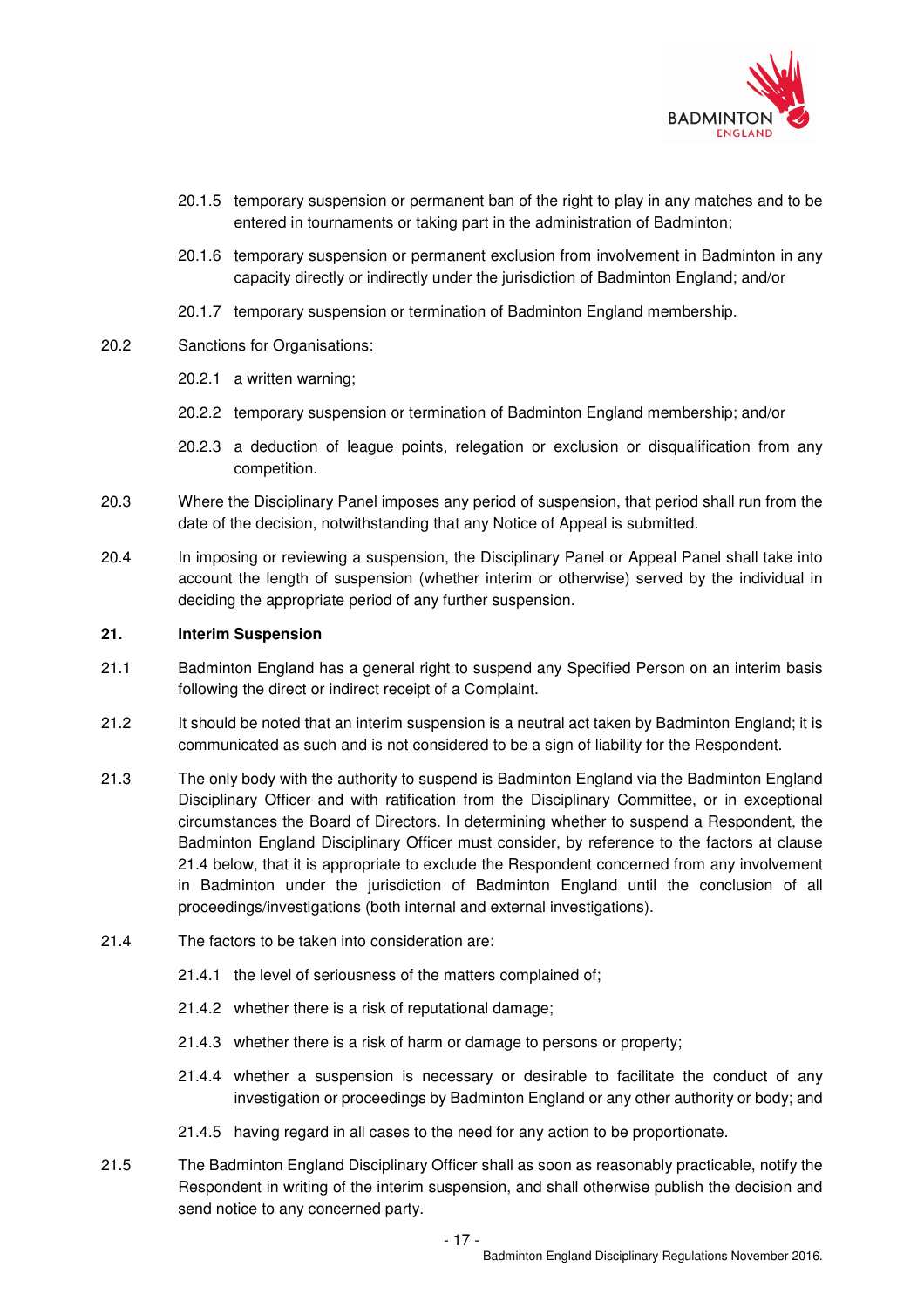20.1.5 temporary suspension or permanent ban of the right to play in any matches and to be entered in tournaments or taking part in the administration of Badminton;

20.1.6 temporary suspension or permanent exclusion from involvement in Badminton in any capacity directly or indirectly under the jurisdiction of Badminton England; and/or

20.1.7 temporary suspension or termination of Badminton England membership.

20.2 Sanctions for Organisations:

20.2.1 a written warning;

20.2.2 temporary suspension or termination of Badminton England membership; and/or

20.2.3 a deduction of league points, relegation or exclusion or disqualification from any competition.

20.3 Where the Disciplinary Panel imposes any period of suspension, that period shall run from the date of the decision, notwithstanding that any Notice of Appeal is submitted.

20.4 In imposing or reviewing a suspension, the Disciplinary Panel or Appeal Panel shall take into account the length of suspension (whether interim or otherwise) served by the individual in deciding the appropriate period of any further suspension.

## 21. Interim Suspension

21.1 Badminton England has a general right to suspend any Specified Person on an interim basis following the direct or indirect receipt of a Complaint.

21.2 It should be noted that an interim suspension is a neutral act taken by Badminton England; it is communicated as such and is not considered to be a sign of liability for the Respondent.

21.3 The only body with the authority to suspend is Badminton England via the Badminton England Disciplinary Officer and with ratification from the Disciplinary Committee, or in exceptional circumstances the Board of Directors. In determining whether to suspend a Respondent, the Badminton England Disciplinary Officer must consider, by reference to the factors at clause 21.4 below, that it is appropriate to exclude the Respondent concerned from any involvement in Badminton under the jurisdiction of Badminton England until the conclusion of all proceedings/investigations (both internal and external investigations).

21.4 The factors to be taken into consideration are:

21.4.1 the level of seriousness of the matters complained of;

21.4.2 whether there is a risk of reputational damage;

21.4.3 whether there is a risk of harm or damage to persons or property;

21.4.4 whether a suspension is necessary or desirable to facilitate the conduct of any investigation or proceedings by Badminton England or any other authority or body; and

21.4.5 having regard in all cases to the need for any action to be proportionate.

21.5 The Badminton England Disciplinary Officer shall as soon as reasonably practicable, notify the Respondent in writing of the interim suspension, and shall otherwise publish the decision and send notice to any concerned party.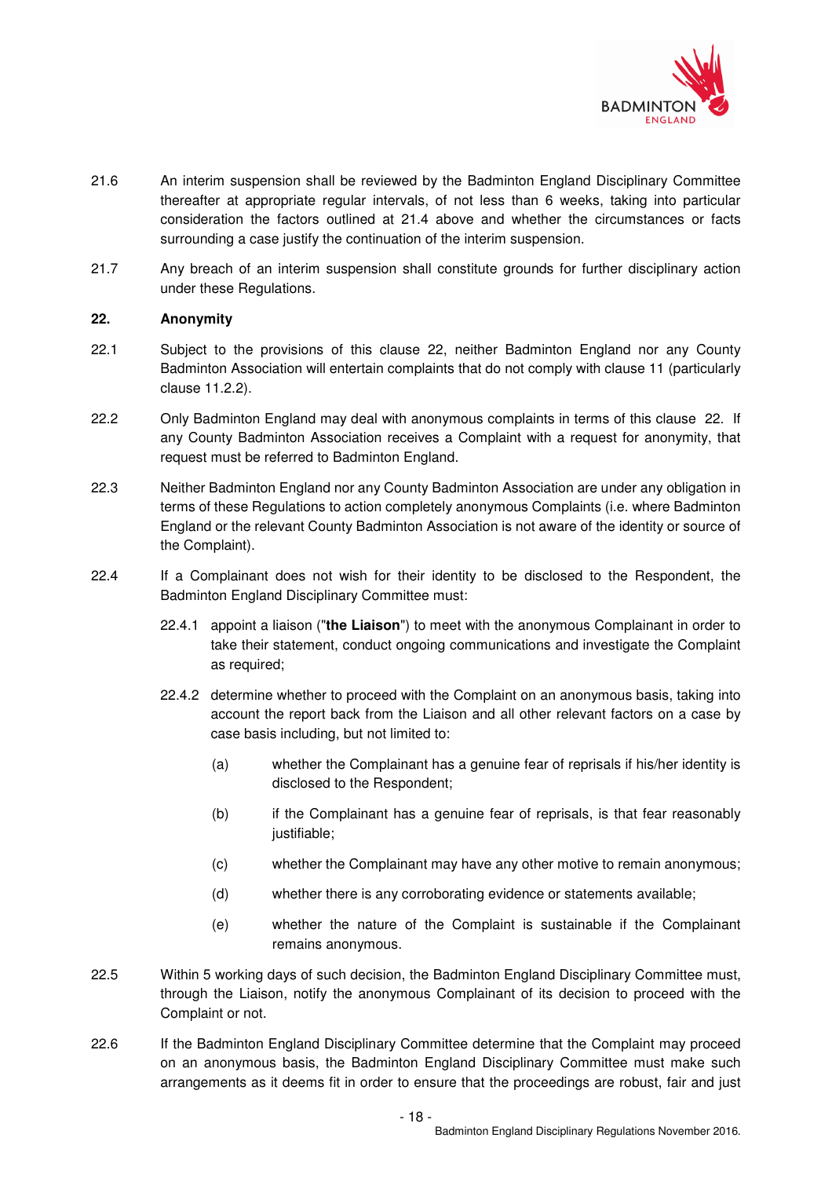21.6 An interim suspension shall be reviewed by the Badminton England Disciplinary Committee thereafter at appropriate regular intervals, of not less than 6 weeks, taking into particular consideration the factors outlined at 21.4 above and whether the circumstances or facts surrounding a case justify the continuation of the interim suspension.

21.7 Any breach of an interim suspension shall constitute grounds for further disciplinary action under these Regulations.

**22. Anonymity**

22.1 Subject to the provisions of this clause 22, neither Badminton England nor any County Badminton Association will entertain complaints that do not comply with clause 11 (particularly clause 11.2.2).

22.2 Only Badminton England may deal with anonymous complaints in terms of this clause 22. If any County Badminton Association receives a Complaint with a request for anonymity, that request must be referred to Badminton England.

22.3 Neither Badminton England nor any County Badminton Association are under any obligation in terms of these Regulations to action completely anonymous Complaints (i.e. where Badminton England or the relevant County Badminton Association is not aware of the identity or source of the Complaint).

22.4 If a Complainant does not wish for their identity to be disclosed to the Respondent, the Badminton England Disciplinary Committee must:

22.4.1 appoint a liaison ("**the Liaison**") to meet with the anonymous Complainant in order to take their statement, conduct ongoing communications and investigate the Complaint as required;

22.4.2 determine whether to proceed with the Complaint on an anonymous basis, taking into account the report back from the Liaison and all other relevant factors on a case by case basis including, but not limited to:

(a) whether the Complainant has a genuine fear of reprisals if his/her identity is disclosed to the Respondent;

(b) if the Complainant has a genuine fear of reprisals, is that fear reasonably justifiable;

(c) whether the Complainant may have any other motive to remain anonymous;

(d) whether there is any corroborating evidence or statements available;

(e) whether the nature of the Complaint is sustainable if the Complainant remains anonymous.

22.5 Within 5 working days of such decision, the Badminton England Disciplinary Committee must, through the Liaison, notify the anonymous Complainant of its decision to proceed with the Complaint or not.

22.6 If the Badminton England Disciplinary Committee determine that the Complaint may proceed on an anonymous basis, the Badminton England Disciplinary Committee must make such arrangements as it deems fit in order to ensure that the proceedings are robust, fair and just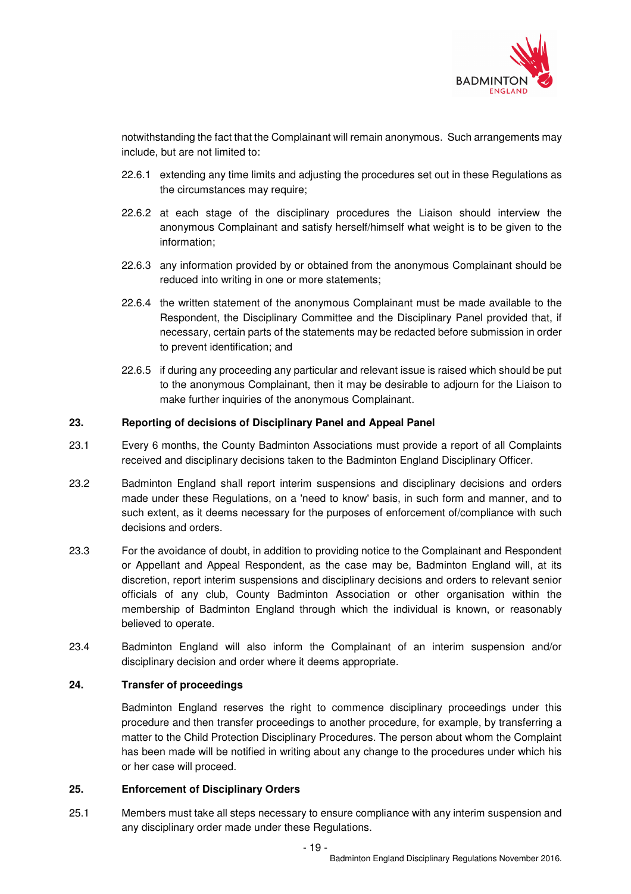notwithstanding the fact that the Complainant will remain anonymous. Such arrangements may include, but are not limited to:

22.6.1 extending any time limits and adjusting the procedures set out in these Regulations as the circumstances may require;

22.6.2 at each stage of the disciplinary procedures the Liaison should interview the anonymous Complainant and satisfy herself/himself what weight is to be given to the information;

22.6.3 any information provided by or obtained from the anonymous Complainant should be reduced into writing in one or more statements;

22.6.4 the written statement of the anonymous Complainant must be made available to the Respondent, the Disciplinary Committee and the Disciplinary Panel provided that, if necessary, certain parts of the statements may be redacted before submission in order to prevent identification; and

22.6.5 if during any proceeding any particular and relevant issue is raised which should be put to the anonymous Complainant, then it may be desirable to adjourn for the Liaison to make further inquiries of the anonymous Complainant.

**23. Reporting of decisions of Disciplinary Panel and Appeal Panel**

23.1 Every 6 months, the County Badminton Associations must provide a report of all Complaints received and disciplinary decisions taken to the Badminton England Disciplinary Officer.

23.2 Badminton England shall report interim suspensions and disciplinary decisions and orders made under these Regulations, on a 'need to know' basis, in such form and manner, and to such extent, as it deems necessary for the purposes of enforcement of/compliance with such decisions and orders.

23.3 For the avoidance of doubt, in addition to providing notice to the Complainant and Respondent or Appellant and Appeal Respondent, as the case may be, Badminton England will, at its discretion, report interim suspensions and disciplinary decisions and orders to relevant senior officials of any club, County Badminton Association or other organisation within the membership of Badminton England through which the individual is known, or reasonably believed to operate.

23.4 Badminton England will also inform the Complainant of an interim suspension and/or disciplinary decision and order where it deems appropriate.

**24. Transfer of proceedings**

Badminton England reserves the right to commence disciplinary proceedings under this procedure and then transfer proceedings to another procedure, for example, by transferring a matter to the Child Protection Disciplinary Procedures. The person about whom the Complaint has been made will be notified in writing about any change to the procedures under which his or her case will proceed.

**25. Enforcement of Disciplinary Orders**

25.1 Members must take all steps necessary to ensure compliance with any interim suspension and any disciplinary order made under these Regulations.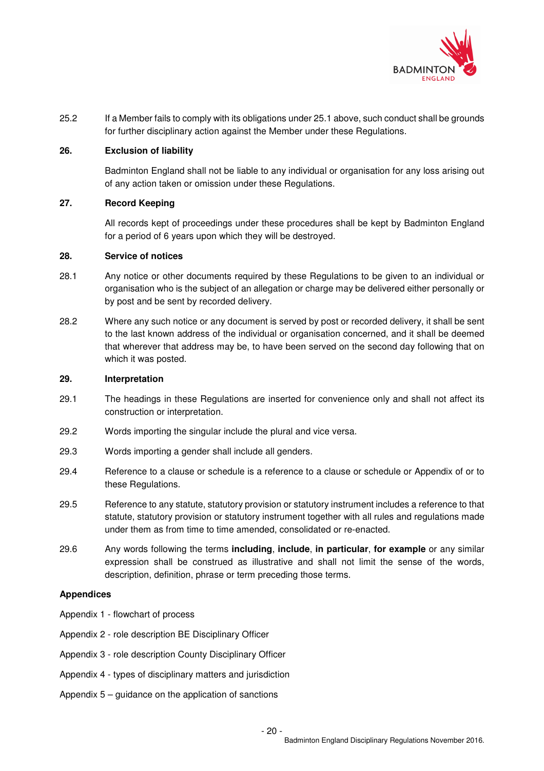25.2 If a Member fails to comply with its obligations under 25.1 above, such conduct shall be grounds for further disciplinary action against the Member under these Regulations.

**26. Exclusion of liability**

Badminton England shall not be liable to any individual or organisation for any loss arising out of any action taken or omission under these Regulations.

**27. Record Keeping**

All records kept of proceedings under these procedures shall be kept by Badminton England for a period of 6 years upon which they will be destroyed.

**28. Service of notices**

28.1 Any notice or other documents required by these Regulations to be given to an individual or organisation who is the subject of an allegation or charge may be delivered either personally or by post and be sent by recorded delivery.

28.2 Where any such notice or any document is served by post or recorded delivery, it shall be sent to the last known address of the individual or organisation concerned, and it shall be deemed that wherever that address may be, to have been served on the second day following that on which it was posted.

**29. Interpretation**

29.1 The headings in these Regulations are inserted for convenience only and shall not affect its construction or interpretation.

29.2 Words importing the singular include the plural and vice versa.

29.3 Words importing a gender shall include all genders.

29.4 Reference to a clause or schedule is a reference to a clause or schedule or Appendix of or to these Regulations.

29.5 Reference to any statute, statutory provision or statutory instrument includes a reference to that statute, statutory provision or statutory instrument together with all rules and regulations made under them as from time to time amended, consolidated or re-enacted.

29.6 Any words following the terms **including**, **include**, **in particular**, **for example** or any similar expression shall be construed as illustrative and shall not limit the sense of the words, description, definition, phrase or term preceding those terms.

**Appendices**

Appendix 1 - flowchart of process

Appendix 2 - role description BE Disciplinary Officer

Appendix 3 - role description County Disciplinary Officer

Appendix 4 - types of disciplinary matters and jurisdiction

Appendix 5 – guidance on the application of sanctions